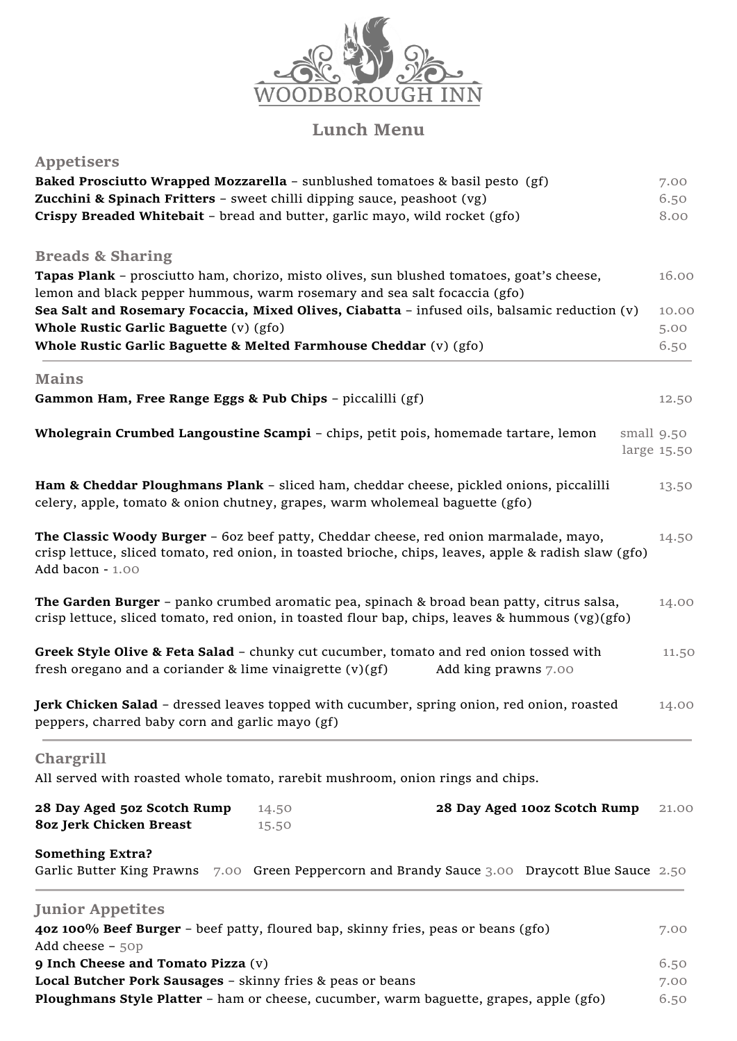# WOODBOROUGH INN

## Lunch Menu

### Appetisers

**Baked Prosciutto Wrapped Mozzarella** – sunblushed tomatoes & basil pesto (gf) 7.00

**Zucchini & Spinach Fritters** – sweet chilli dipping sauce, peashoot (vg) 6.50

**Crispy Breaded Whitebait** – bread and butter, garlic mayo, wild rocket (gfo) 8.00

### Breads & Sharing

**Tapas Plank** – prosciutto ham, chorizo, misto olives, sun blushed tomatoes, goat's cheese, lemon and black pepper hummous, warm rosemary and sea salt focaccia (gfo) 16.00

**Sea Salt and Rosemary Focaccia, Mixed Olives, Ciabatta** – infused oils, balsamic reduction (v) 10.00

**Whole Rustic Garlic Baguette** (v) (gfo) 5.00

**Whole Rustic Garlic Baguette & Melted Farmhouse Cheddar** (v) (gfo) 6.50

### Mains

**Gammon Ham, Free Range Eggs & Pub Chips** – piccalilli (gf) 12.50

**Wholegrain Crumbed Langoustine Scampi** – chips, petit pois, homemade tartare, lemon small 9.50 large 15.50

**Ham & Cheddar Ploughmans Plank** – sliced ham, cheddar cheese, pickled onions, piccalilli celery, apple, tomato & onion chutney, grapes, warm wholemeal baguette (gfo) 13.50

**The Classic Woody Burger** – 6oz beef patty, Cheddar cheese, red onion marmalade, mayo, crisp lettuce, sliced tomato, red onion, in toasted brioche, chips, leaves, apple & radish slaw (gfo) 14.50
Add bacon - 1.00

**The Garden Burger** – panko crumbed aromatic pea, spinach & broad bean patty, citrus salsa, crisp lettuce, sliced tomato, red onion, in toasted flour bap, chips, leaves & hummous (vg)(gfo) 14.00

**Greek Style Olive & Feta Salad** – chunky cut cucumber, tomato and red onion tossed with fresh oregano and a coriander & lime vinaigrette (v)(gf) 11.50
Add king prawns 7.00

**Jerk Chicken Salad** – dressed leaves topped with cucumber, spring onion, red onion, roasted peppers, charred baby corn and garlic mayo (gf) 14.00

### Chargrill

All served with roasted whole tomato, rarebit mushroom, onion rings and chips.

**28 Day Aged 5oz Scotch Rump** 14.50

**8oz Jerk Chicken Breast** 15.50

**28 Day Aged 10oz Scotch Rump** 21.00

**Something Extra?**

Garlic Butter King Prawns 7.00 Green Peppercorn and Brandy Sauce 3.00 Draycott Blue Sauce 2.50

### Junior Appetites

**4oz 100% Beef Burger** – beef patty, floured bap, skinny fries, peas or beans (gfo) 7.00
Add cheese – 50p

**9 Inch Cheese and Tomato Pizza** (v) 6.50

**Local Butcher Pork Sausages** – skinny fries & peas or beans 7.00

**Ploughmans Style Platter** – ham or cheese, cucumber, warm baguette, grapes, apple (gfo) 6.50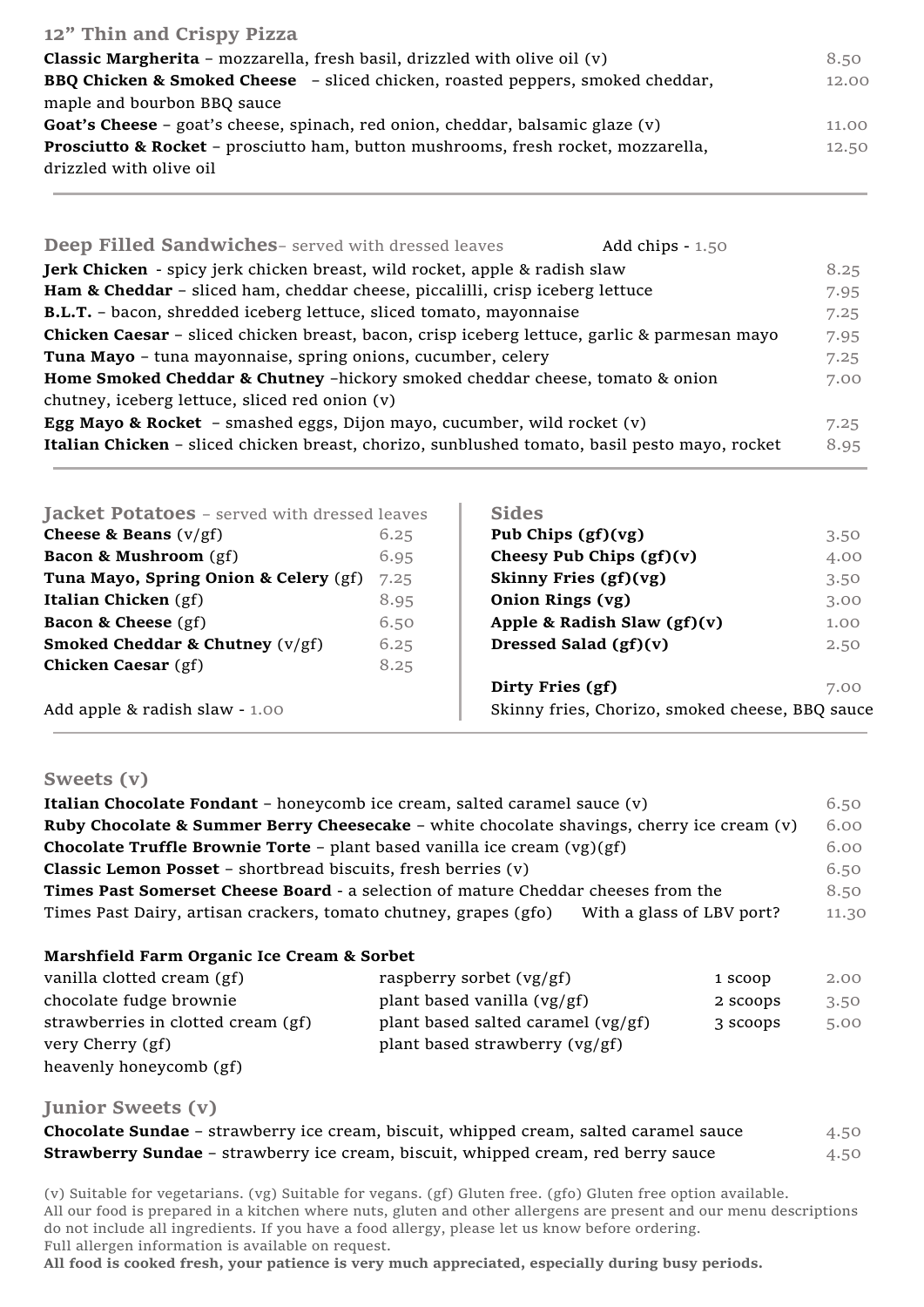## 12" Thin and Crispy Pizza

| | |
|---|---|
| **Classic Margherita** – mozzarella, fresh basil, drizzled with olive oil (v) | 8.50 |
| **BBQ Chicken & Smoked Cheese** – sliced chicken, roasted peppers, smoked cheddar, maple and bourbon BBQ sauce | 12.00 |
| **Goat's Cheese** – goat's cheese, spinach, red onion, cheddar, balsamic glaze (v) | 11.00 |
| **Prosciutto & Rocket** – prosciutto ham, button mushrooms, fresh rocket, mozzarella, drizzled with olive oil | 12.50 |

## Deep Filled Sandwiches – served with dressed leaves

Add chips - 1.50

| | |
|---|---|
| **Jerk Chicken** - spicy jerk chicken breast, wild rocket, apple & radish slaw | 8.25 |
| **Ham & Cheddar** – sliced ham, cheddar cheese, piccalilli, crisp iceberg lettuce | 7.95 |
| **B.L.T.** – bacon, shredded iceberg lettuce, sliced tomato, mayonnaise | 7.25 |
| **Chicken Caesar** – sliced chicken breast, bacon, crisp iceberg lettuce, garlic & parmesan mayo | 7.95 |
| **Tuna Mayo** – tuna mayonnaise, spring onions, cucumber, celery | 7.25 |
| **Home Smoked Cheddar & Chutney** –hickory smoked cheddar cheese, tomato & onion chutney, iceberg lettuce, sliced red onion (v) | 7.00 |
| **Egg Mayo & Rocket** – smashed eggs, Dijon mayo, cucumber, wild rocket (v) | 7.25 |
| **Italian Chicken** – sliced chicken breast, chorizo, sunblushed tomato, basil pesto mayo, rocket | 8.95 |

## Jacket Potatoes – served with dressed leaves

| | |
|---|---|
| **Cheese & Beans** (v/gf) | 6.25 |
| **Bacon & Mushroom** (gf) | 6.95 |
| **Tuna Mayo, Spring Onion & Celery** (gf) | 7.25 |
| **Italian Chicken** (gf) | 8.95 |
| **Bacon & Cheese** (gf) | 6.50 |
| **Smoked Cheddar & Chutney** (v/gf) | 6.25 |
| **Chicken Caesar** (gf) | 8.25 |

Add apple & radish slaw - 1.00

## Sides

| | |
|---|---|
| **Pub Chips (gf)(vg)** | 3.50 |
| **Cheesy Pub Chips (gf)(v)** | 4.00 |
| **Skinny Fries (gf)(vg)** | 3.50 |
| **Onion Rings (vg)** | 3.00 |
| **Apple & Radish Slaw (gf)(v)** | 1.00 |
| **Dressed Salad (gf)(v)** | 2.50 |
| **Dirty Fries (gf)** Skinny fries, Chorizo, smoked cheese, BBQ sauce | 7.00 |

## Sweets (v)

| | |
|---|---|
| **Italian Chocolate Fondant** – honeycomb ice cream, salted caramel sauce (v) | 6.50 |
| **Ruby Chocolate & Summer Berry Cheesecake** – white chocolate shavings, cherry ice cream (v) | 6.00 |
| **Chocolate Truffle Brownie Torte** – plant based vanilla ice cream (vg)(gf) | 6.00 |
| **Classic Lemon Posset** – shortbread biscuits, fresh berries (v) | 6.50 |
| **Times Past Somerset Cheese Board** - a selection of mature Cheddar cheeses from the Times Past Dairy, artisan crackers, tomato chutney, grapes (gfo) | 8.50 |
| With a glass of LBV port? | 11.30 |

### Marshfield Farm Organic Ice Cream & Sorbet

| | | | |
|---|---|---|---|
| vanilla clotted cream (gf) | raspberry sorbet (vg/gf) | 1 scoop | 2.00 |
| chocolate fudge brownie | plant based vanilla (vg/gf) | 2 scoops | 3.50 |
| strawberries in clotted cream (gf) | plant based salted caramel (vg/gf) | 3 scoops | 5.00 |
| very Cherry (gf) | plant based strawberry (vg/gf) | | |
| heavenly honeycomb (gf) | | | |

## Junior Sweets (v)

| | |
|---|---|
| **Chocolate Sundae** – strawberry ice cream, biscuit, whipped cream, salted caramel sauce | 4.50 |
| **Strawberry Sundae** – strawberry ice cream, biscuit, whipped cream, red berry sauce | 4.50 |

(v) Suitable for vegetarians. (vg) Suitable for vegans. (gf) Gluten free. (gfo) Gluten free option available.
All our food is prepared in a kitchen where nuts, gluten and other allergens are present and our menu descriptions do not include all ingredients. If you have a food allergy, please let us know before ordering.
Full allergen information is available on request.
**All food is cooked fresh, your patience is very much appreciated, especially during busy periods.**